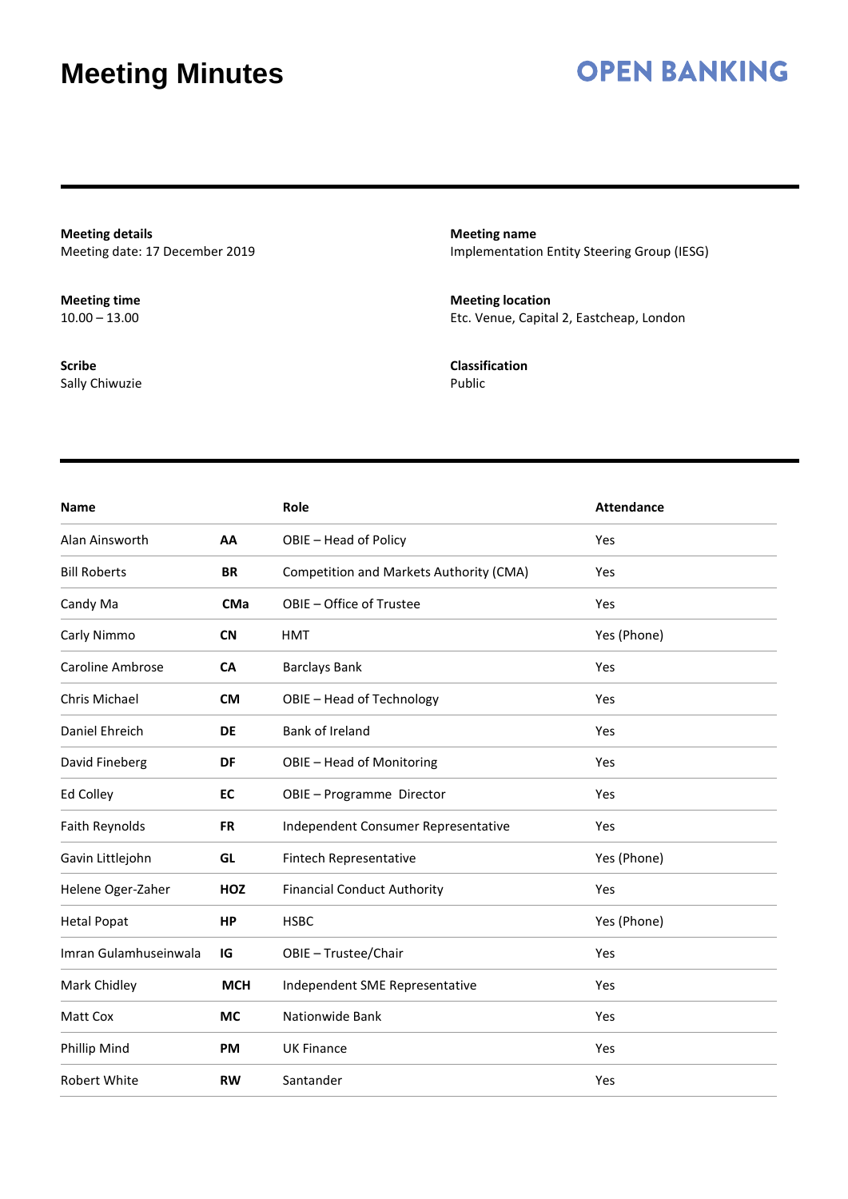# Meeting Minutes

**OPEN BANKING**

**Meeting details**
Meeting date: 17 December 2019

**Meeting name**
Implementation Entity Steering Group (IESG)

**Meeting time**
10.00 – 13.00

**Meeting location**
Etc. Venue, Capital 2, Eastcheap, London

**Scribe**
Sally Chiwuzie

**Classification**
Public

| Name | | Role | Attendance |
|---|---|---|---|
| Alan Ainsworth | **AA** | OBIE – Head of Policy | Yes |
| Bill Roberts | **BR** | Competition and Markets Authority (CMA) | Yes |
| Candy Ma | **CMa** | OBIE – Office of Trustee | Yes |
| Carly Nimmo | **CN** | HMT | Yes (Phone) |
| Caroline Ambrose | **CA** | Barclays Bank | Yes |
| Chris Michael | **CM** | OBIE – Head of Technology | Yes |
| Daniel Ehreich | **DE** | Bank of Ireland | Yes |
| David Fineberg | **DF** | OBIE – Head of Monitoring | Yes |
| Ed Colley | **EC** | OBIE – Programme Director | Yes |
| Faith Reynolds | **FR** | Independent Consumer Representative | Yes |
| Gavin Littlejohn | **GL** | Fintech Representative | Yes (Phone) |
| Helene Oger-Zaher | **HOZ** | Financial Conduct Authority | Yes |
| Hetal Popat | **HP** | HSBC | Yes (Phone) |
| Imran Gulamhuseinwala | **IG** | OBIE – Trustee/Chair | Yes |
| Mark Chidley | **MCH** | Independent SME Representative | Yes |
| Matt Cox | **MC** | Nationwide Bank | Yes |
| Phillip Mind | **PM** | UK Finance | Yes |
| Robert White | **RW** | Santander | Yes |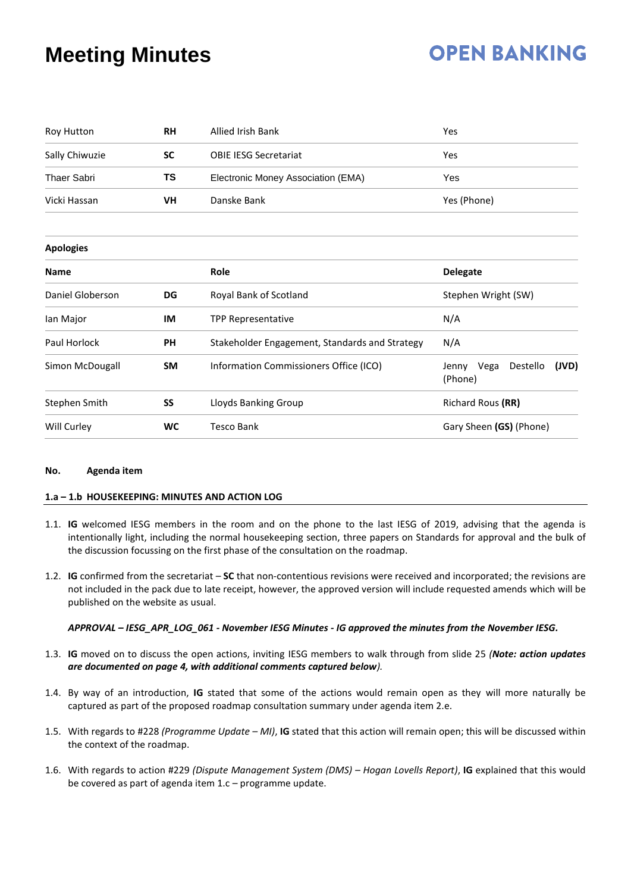# Meeting Minutes

| | | | |
|---|---|---|---|
| Roy Hutton | **RH** | Allied Irish Bank | Yes |
| Sally Chiwuzie | **SC** | OBIE IESG Secretariat | Yes |
| Thaer Sabri | **TS** | Electronic Money Association (EMA) | Yes |
| Vicki Hassan | **VH** | Danske Bank | Yes (Phone) |

**Apologies**

| **Name** | | **Role** | **Delegate** |
|---|---|---|---|
| Daniel Globerson | **DG** | Royal Bank of Scotland | Stephen Wright (SW) |
| Ian Major | **IM** | TPP Representative | N/A |
| Paul Horlock | **PH** | Stakeholder Engagement, Standards and Strategy | N/A |
| Simon McDougall | **SM** | Information Commissioners Office (ICO) | Jenny Vega Destello **(JVD)** (Phone) |
| Stephen Smith | **SS** | Lloyds Banking Group | Richard Rous **(RR)** |
| Will Curley | **WC** | Tesco Bank | Gary Sheen **(GS)** (Phone) |

**No. Agenda item**

**1.a – 1.b HOUSEKEEPING: MINUTES AND ACTION LOG**

1.1. **IG** welcomed IESG members in the room and on the phone to the last IESG of 2019, advising that the agenda is intentionally light, including the normal housekeeping section, three papers on Standards for approval and the bulk of the discussion focussing on the first phase of the consultation on the roadmap.

1.2. **IG** confirmed from the secretariat – **SC** that non-contentious revisions were received and incorporated; the revisions are not included in the pack due to late receipt, however, the approved version will include requested amends which will be published on the website as usual.

***APPROVAL – IESG_APR_LOG_061 - November IESG Minutes - IG approved the minutes from the November IESG.***

1.3. **IG** moved on to discuss the open actions, inviting IESG members to walk through from slide 25 *(**Note: action updates are documented on page 4, with additional comments captured below**).*

1.4. By way of an introduction, **IG** stated that some of the actions would remain open as they will more naturally be captured as part of the proposed roadmap consultation summary under agenda item 2.e.

1.5. With regards to #228 *(Programme Update – MI)*, **IG** stated that this action will remain open; this will be discussed within the context of the roadmap.

1.6. With regards to action #229 *(Dispute Management System (DMS) – Hogan Lovells Report)*, **IG** explained that this would be covered as part of agenda item 1.c – programme update.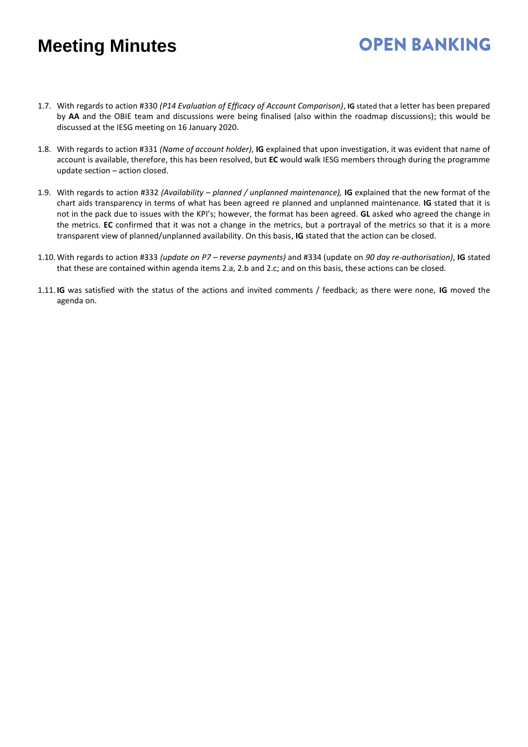1.7. With regards to action #330 *(P14 Evaluation of Efficacy of Account Comparison)*, **IG** stated that a letter has been prepared by **AA** and the OBIE team and discussions were being finalised (also within the roadmap discussions); this would be discussed at the IESG meeting on 16 January 2020.

1.8. With regards to action #331 *(Name of account holder)*, **IG** explained that upon investigation, it was evident that name of account is available, therefore, this has been resolved, but **EC** would walk IESG members through during the programme update section – action closed.

1.9. With regards to action #332 *(Availability – planned / unplanned maintenance),* **IG** explained that the new format of the chart aids transparency in terms of what has been agreed re planned and unplanned maintenance. **IG** stated that it is not in the pack due to issues with the KPI's; however, the format has been agreed. **GL** asked who agreed the change in the metrics. **EC** confirmed that it was not a change in the metrics, but a portrayal of the metrics so that it is a more transparent view of planned/unplanned availability. On this basis, **IG** stated that the action can be closed.

1.10. With regards to action #333 *(update on P7 – reverse payments)* and #334 (update on *90 day re-authorisation)*, **IG** stated that these are contained within agenda items 2.a, 2.b and 2.c; and on this basis, these actions can be closed.

1.11. **IG** was satisfied with the status of the actions and invited comments / feedback; as there were none, **IG** moved the agenda on.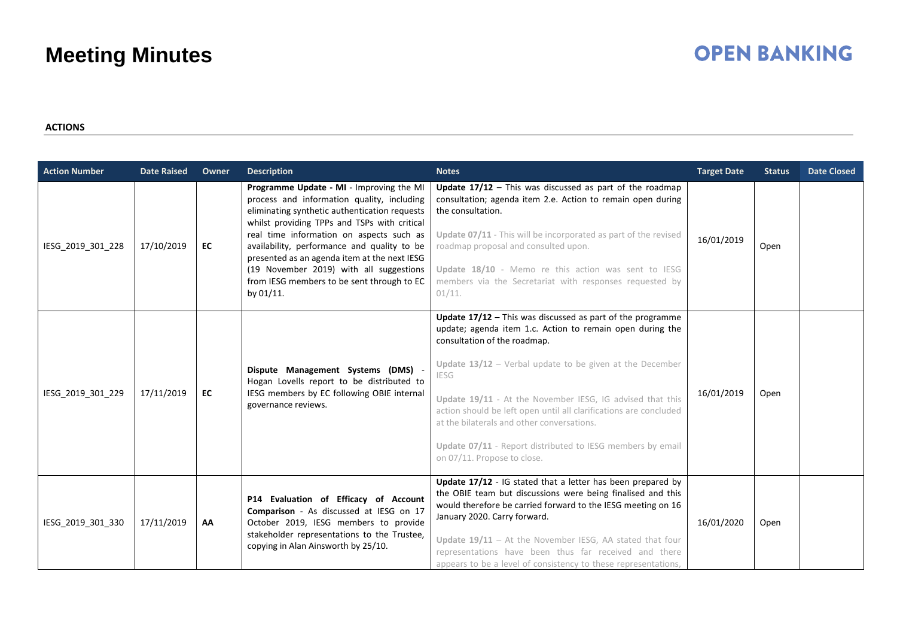# Meeting Minutes

**ACTIONS**

| Action Number | Date Raised | Owner | Description | Notes | Target Date | Status | Date Closed |
|---|---|---|---|---|---|---|---|
| IESG_2019_301_228 | 17/10/2019 | **EC** | **Programme Update - MI** - Improving the MI process and information quality, including eliminating synthetic authentication requests whilst providing TPPs and TSPs with critical real time information on aspects such as availability, performance and quality to be presented as an agenda item at the next IESG (19 November 2019) with all suggestions from IESG members to be sent through to EC by 01/11. | **Update 17/12** – This was discussed as part of the roadmap consultation; agenda item 2.e. Action to remain open during the consultation.<br><br>**Update 07/11** - This will be incorporated as part of the revised roadmap proposal and consulted upon.<br><br>**Update 18/10** - Memo re this action was sent to IESG members via the Secretariat with responses requested by 01/11. | 16/01/2019 | Open | |
| IESG_2019_301_229 | 17/11/2019 | **EC** | **Dispute Management Systems (DMS)** - Hogan Lovells report to be distributed to IESG members by EC following OBIE internal governance reviews. | **Update 17/12** – This was discussed as part of the programme update; agenda item 1.c. Action to remain open during the consultation of the roadmap.<br><br>**Update 13/12** – Verbal update to be given at the December IESG<br><br>**Update 19/11** - At the November IESG, IG advised that this action should be left open until all clarifications are concluded at the bilaterals and other conversations.<br><br>**Update 07/11** - Report distributed to IESG members by email on 07/11. Propose to close. | 16/01/2019 | Open | |
| IESG_2019_301_330 | 17/11/2019 | **AA** | **P14 Evaluation of Efficacy of Account Comparison** - As discussed at IESG on 17 October 2019, IESG members to provide stakeholder representations to the Trustee, copying in Alan Ainsworth by 25/10. | **Update 17/12** - IG stated that a letter has been prepared by the OBIE team but discussions were being finalised and this would therefore be carried forward to the IESG meeting on 16 January 2020. Carry forward.<br><br>**Update 19/11** – At the November IESG, AA stated that four representations have been thus far received and there appears to be a level of consistency to these representations, | 16/01/2020 | Open | |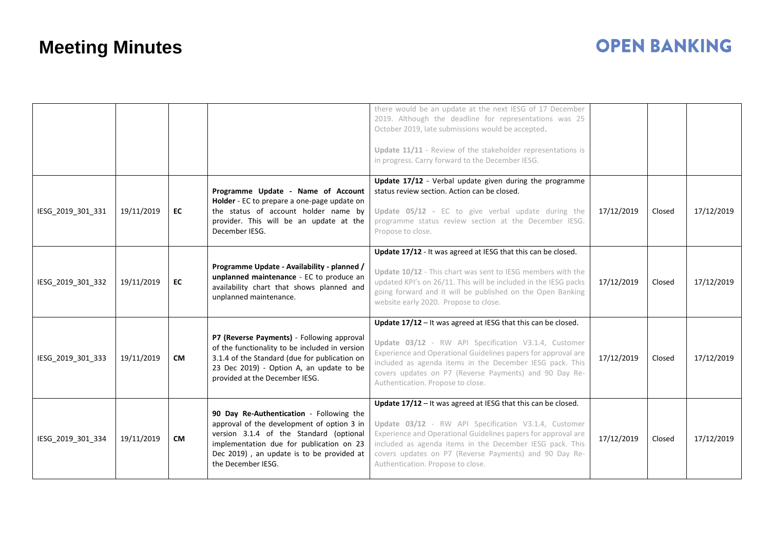# Meeting Minutes

| | | | | | | | |
|---|---|---|---|---|---|---|---|
| | | | | there would be an update at the next IESG of 17 December 2019. Although the deadline for representations was 25 October 2019, late submissions would be accepted.<br><br>**Update 11/11** - Review of the stakeholder representations is in progress. Carry forward to the December IESG. | | | |
| IESG_2019_301_331 | 19/11/2019 | **EC** | **Programme Update - Name of Account Holder** - EC to prepare a one-page update on the status of account holder name by provider. This will be an update at the December IESG. | **Update 17/12** - Verbal update given during the programme status review section. Action can be closed.<br><br>**Update 05/12** - EC to give verbal update during the programme status review section at the December IESG. Propose to close. | 17/12/2019 | Closed | 17/12/2019 |
| IESG_2019_301_332 | 19/11/2019 | **EC** | **Programme Update - Availability - planned / unplanned maintenance** - EC to produce an availability chart that shows planned and unplanned maintenance. | **Update 17/12** - It was agreed at IESG that this can be closed.<br><br>**Update 10/12** - This chart was sent to IESG members with the updated KPI's on 26/11. This will be included in the IESG packs going forward and it will be published on the Open Banking website early 2020. Propose to close. | 17/12/2019 | Closed | 17/12/2019 |
| IESG_2019_301_333 | 19/11/2019 | **CM** | **P7 (Reverse Payments)** - Following approval of the functionality to be included in version 3.1.4 of the Standard (due for publication on 23 Dec 2019) - Option A, an update to be provided at the December IESG. | **Update 17/12** – It was agreed at IESG that this can be closed.<br><br>**Update 03/12** - RW API Specification V3.1.4, Customer Experience and Operational Guidelines papers for approval are included as agenda items in the December IESG pack. This covers updates on P7 (Reverse Payments) and 90 Day Re-Authentication. Propose to close. | 17/12/2019 | Closed | 17/12/2019 |
| IESG_2019_301_334 | 19/11/2019 | **CM** | **90 Day Re-Authentication** - Following the approval of the development of option 3 in version 3.1.4 of the Standard (optional implementation due for publication on 23 Dec 2019) , an update is to be provided at the December IESG. | **Update 17/12** – It was agreed at IESG that this can be closed.<br><br>**Update 03/12** - RW API Specification V3.1.4, Customer Experience and Operational Guidelines papers for approval are included as agenda items in the December IESG pack. This covers updates on P7 (Reverse Payments) and 90 Day Re-Authentication. Propose to close. | 17/12/2019 | Closed | 17/12/2019 |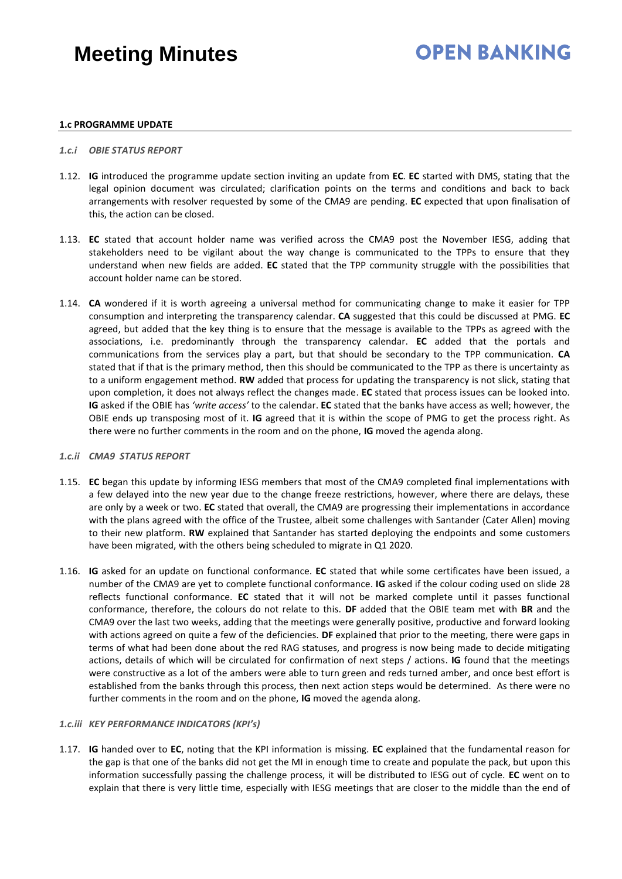#### 1.c PROGRAMME UPDATE

*1.c.i OBIE STATUS REPORT*

1.12. **IG** introduced the programme update section inviting an update from **EC**. **EC** started with DMS, stating that the legal opinion document was circulated; clarification points on the terms and conditions and back to back arrangements with resolver requested by some of the CMA9 are pending. **EC** expected that upon finalisation of this, the action can be closed.

1.13. **EC** stated that account holder name was verified across the CMA9 post the November IESG, adding that stakeholders need to be vigilant about the way change is communicated to the TPPs to ensure that they understand when new fields are added. **EC** stated that the TPP community struggle with the possibilities that account holder name can be stored.

1.14. **CA** wondered if it is worth agreeing a universal method for communicating change to make it easier for TPP consumption and interpreting the transparency calendar. **CA** suggested that this could be discussed at PMG. **EC** agreed, but added that the key thing is to ensure that the message is available to the TPPs as agreed with the associations, i.e. predominantly through the transparency calendar. **EC** added that the portals and communications from the services play a part, but that should be secondary to the TPP communication. **CA** stated that if that is the primary method, then this should be communicated to the TPP as there is uncertainty as to a uniform engagement method. **RW** added that process for updating the transparency is not slick, stating that upon completion, it does not always reflect the changes made. **EC** stated that process issues can be looked into. **IG** asked if the OBIE has *'write access'* to the calendar. **EC** stated that the banks have access as well; however, the OBIE ends up transposing most of it. **IG** agreed that it is within the scope of PMG to get the process right. As there were no further comments in the room and on the phone, **IG** moved the agenda along.

*1.c.ii CMA9 STATUS REPORT*

1.15. **EC** began this update by informing IESG members that most of the CMA9 completed final implementations with a few delayed into the new year due to the change freeze restrictions, however, where there are delays, these are only by a week or two. **EC** stated that overall, the CMA9 are progressing their implementations in accordance with the plans agreed with the office of the Trustee, albeit some challenges with Santander (Cater Allen) moving to their new platform. **RW** explained that Santander has started deploying the endpoints and some customers have been migrated, with the others being scheduled to migrate in Q1 2020.

1.16. **IG** asked for an update on functional conformance. **EC** stated that while some certificates have been issued, a number of the CMA9 are yet to complete functional conformance. **IG** asked if the colour coding used on slide 28 reflects functional conformance. **EC** stated that it will not be marked complete until it passes functional conformance, therefore, the colours do not relate to this. **DF** added that the OBIE team met with **BR** and the CMA9 over the last two weeks, adding that the meetings were generally positive, productive and forward looking with actions agreed on quite a few of the deficiencies. **DF** explained that prior to the meeting, there were gaps in terms of what had been done about the red RAG statuses, and progress is now being made to decide mitigating actions, details of which will be circulated for confirmation of next steps / actions. **IG** found that the meetings were constructive as a lot of the ambers were able to turn green and reds turned amber, and once best effort is established from the banks through this process, then next action steps would be determined. As there were no further comments in the room and on the phone, **IG** moved the agenda along.

*1.c.iii KEY PERFORMANCE INDICATORS (KPI's)*

1.17. **IG** handed over to **EC**, noting that the KPI information is missing. **EC** explained that the fundamental reason for the gap is that one of the banks did not get the MI in enough time to create and populate the pack, but upon this information successfully passing the challenge process, it will be distributed to IESG out of cycle. **EC** went on to explain that there is very little time, especially with IESG meetings that are closer to the middle than the end of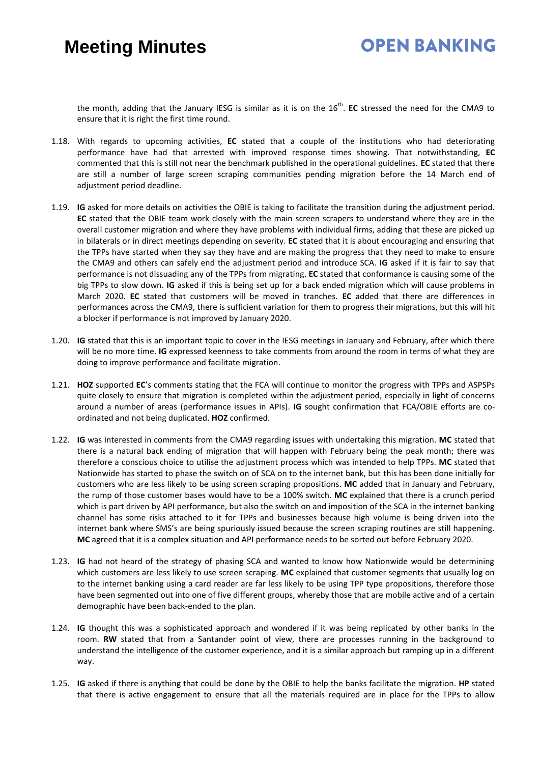the month, adding that the January IESG is similar as it is on the 16th. **EC** stressed the need for the CMA9 to ensure that it is right the first time round.

1.18. With regards to upcoming activities, **EC** stated that a couple of the institutions who had deteriorating performance have had that arrested with improved response times showing. That notwithstanding, **EC** commented that this is still not near the benchmark published in the operational guidelines. **EC** stated that there are still a number of large screen scraping communities pending migration before the 14 March end of adjustment period deadline.

1.19. **IG** asked for more details on activities the OBIE is taking to facilitate the transition during the adjustment period. **EC** stated that the OBIE team work closely with the main screen scrapers to understand where they are in the overall customer migration and where they have problems with individual firms, adding that these are picked up in bilaterals or in direct meetings depending on severity. **EC** stated that it is about encouraging and ensuring that the TPPs have started when they say they have and are making the progress that they need to make to ensure the CMA9 and others can safely end the adjustment period and introduce SCA. **IG** asked if it is fair to say that performance is not dissuading any of the TPPs from migrating. **EC** stated that conformance is causing some of the big TPPs to slow down. **IG** asked if this is being set up for a back ended migration which will cause problems in March 2020. **EC** stated that customers will be moved in tranches. **EC** added that there are differences in performances across the CMA9, there is sufficient variation for them to progress their migrations, but this will hit a blocker if performance is not improved by January 2020.

1.20. **IG** stated that this is an important topic to cover in the IESG meetings in January and February, after which there will be no more time. **IG** expressed keenness to take comments from around the room in terms of what they are doing to improve performance and facilitate migration.

1.21. **HOZ** supported **EC**'s comments stating that the FCA will continue to monitor the progress with TPPs and ASPSPs quite closely to ensure that migration is completed within the adjustment period, especially in light of concerns around a number of areas (performance issues in APIs). **IG** sought confirmation that FCA/OBIE efforts are co-ordinated and not being duplicated. **HOZ** confirmed.

1.22. **IG** was interested in comments from the CMA9 regarding issues with undertaking this migration. **MC** stated that there is a natural back ending of migration that will happen with February being the peak month; there was therefore a conscious choice to utilise the adjustment process which was intended to help TPPs. **MC** stated that Nationwide has started to phase the switch on of SCA on to the internet bank, but this has been done initially for customers who are less likely to be using screen scraping propositions. **MC** added that in January and February, the rump of those customer bases would have to be a 100% switch. **MC** explained that there is a crunch period which is part driven by API performance, but also the switch on and imposition of the SCA in the internet banking channel has some risks attached to it for TPPs and businesses because high volume is being driven into the internet bank where SMS's are being spuriously issued because the screen scraping routines are still happening. **MC** agreed that it is a complex situation and API performance needs to be sorted out before February 2020.

1.23. **IG** had not heard of the strategy of phasing SCA and wanted to know how Nationwide would be determining which customers are less likely to use screen scraping. **MC** explained that customer segments that usually log on to the internet banking using a card reader are far less likely to be using TPP type propositions, therefore those have been segmented out into one of five different groups, whereby those that are mobile active and of a certain demographic have been back-ended to the plan.

1.24. **IG** thought this was a sophisticated approach and wondered if it was being replicated by other banks in the room. **RW** stated that from a Santander point of view, there are processes running in the background to understand the intelligence of the customer experience, and it is a similar approach but ramping up in a different way.

1.25. **IG** asked if there is anything that could be done by the OBIE to help the banks facilitate the migration. **HP** stated that there is active engagement to ensure that all the materials required are in place for the TPPs to allow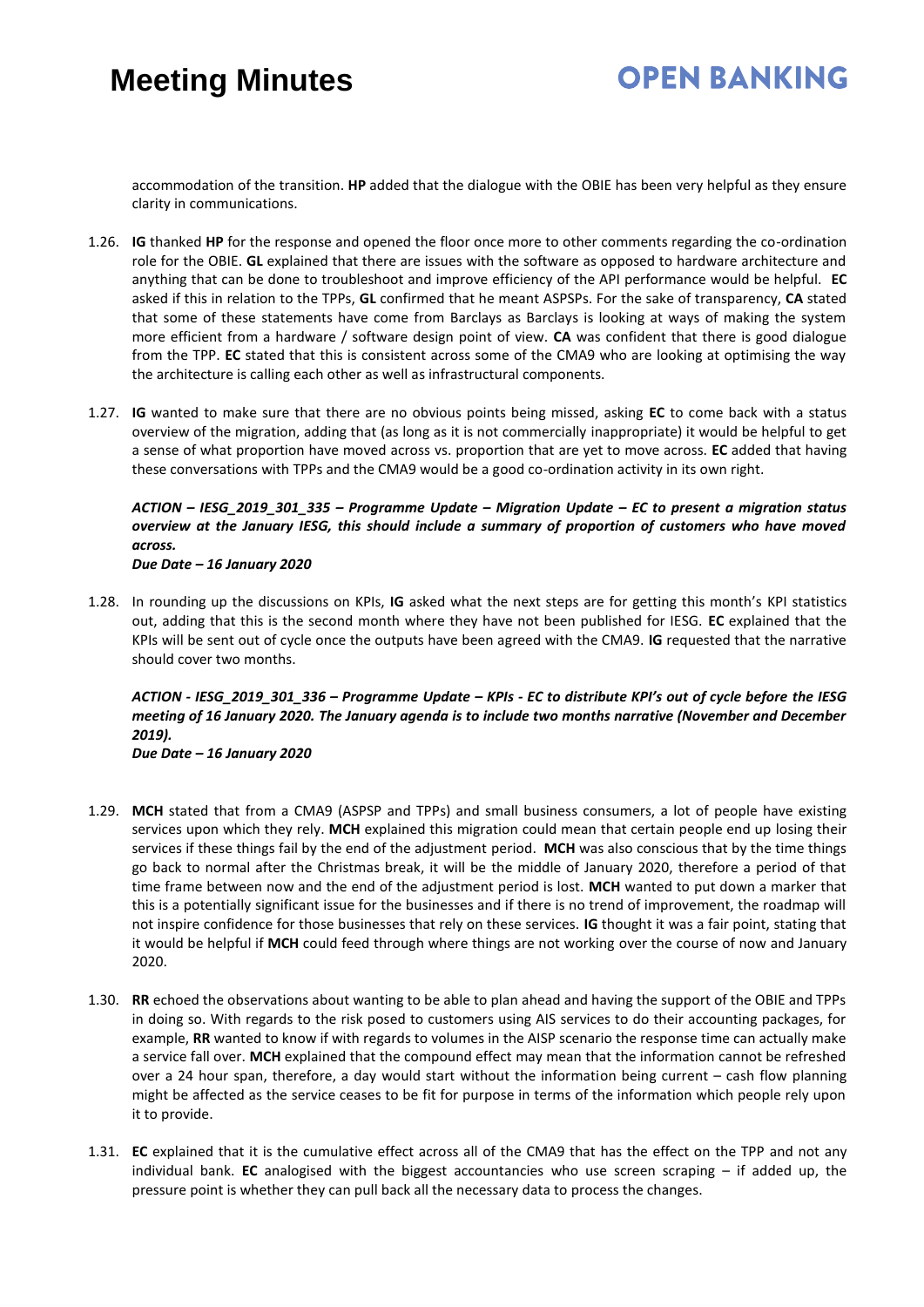accommodation of the transition. **HP** added that the dialogue with the OBIE has been very helpful as they ensure clarity in communications.

1.26. **IG** thanked **HP** for the response and opened the floor once more to other comments regarding the co-ordination role for the OBIE. **GL** explained that there are issues with the software as opposed to hardware architecture and anything that can be done to troubleshoot and improve efficiency of the API performance would be helpful. **EC** asked if this in relation to the TPPs, **GL** confirmed that he meant ASPSPs. For the sake of transparency, **CA** stated that some of these statements have come from Barclays as Barclays is looking at ways of making the system more efficient from a hardware / software design point of view. **CA** was confident that there is good dialogue from the TPP. **EC** stated that this is consistent across some of the CMA9 who are looking at optimising the way the architecture is calling each other as well as infrastructural components.

1.27. **IG** wanted to make sure that there are no obvious points being missed, asking **EC** to come back with a status overview of the migration, adding that (as long as it is not commercially inappropriate) it would be helpful to get a sense of what proportion have moved across vs. proportion that are yet to move across. **EC** added that having these conversations with TPPs and the CMA9 would be a good co-ordination activity in its own right.

***ACTION – IESG_2019_301_335 – Programme Update – Migration Update – EC to present a migration status overview at the January IESG, this should include a summary of proportion of customers who have moved across.***
***Due Date – 16 January 2020***

1.28. In rounding up the discussions on KPIs, **IG** asked what the next steps are for getting this month's KPI statistics out, adding that this is the second month where they have not been published for IESG. **EC** explained that the KPIs will be sent out of cycle once the outputs have been agreed with the CMA9. **IG** requested that the narrative should cover two months.

***ACTION - IESG_2019_301_336 – Programme Update – KPIs - EC to distribute KPI's out of cycle before the IESG meeting of 16 January 2020. The January agenda is to include two months narrative (November and December 2019).***
***Due Date – 16 January 2020***

1.29. **MCH** stated that from a CMA9 (ASPSP and TPPs) and small business consumers, a lot of people have existing services upon which they rely. **MCH** explained this migration could mean that certain people end up losing their services if these things fail by the end of the adjustment period. **MCH** was also conscious that by the time things go back to normal after the Christmas break, it will be the middle of January 2020, therefore a period of that time frame between now and the end of the adjustment period is lost. **MCH** wanted to put down a marker that this is a potentially significant issue for the businesses and if there is no trend of improvement, the roadmap will not inspire confidence for those businesses that rely on these services. **IG** thought it was a fair point, stating that it would be helpful if **MCH** could feed through where things are not working over the course of now and January 2020.

1.30. **RR** echoed the observations about wanting to be able to plan ahead and having the support of the OBIE and TPPs in doing so. With regards to the risk posed to customers using AIS services to do their accounting packages, for example, **RR** wanted to know if with regards to volumes in the AISP scenario the response time can actually make a service fall over. **MCH** explained that the compound effect may mean that the information cannot be refreshed over a 24 hour span, therefore, a day would start without the information being current – cash flow planning might be affected as the service ceases to be fit for purpose in terms of the information which people rely upon it to provide.

1.31. **EC** explained that it is the cumulative effect across all of the CMA9 that has the effect on the TPP and not any individual bank. **EC** analogised with the biggest accountancies who use screen scraping – if added up, the pressure point is whether they can pull back all the necessary data to process the changes.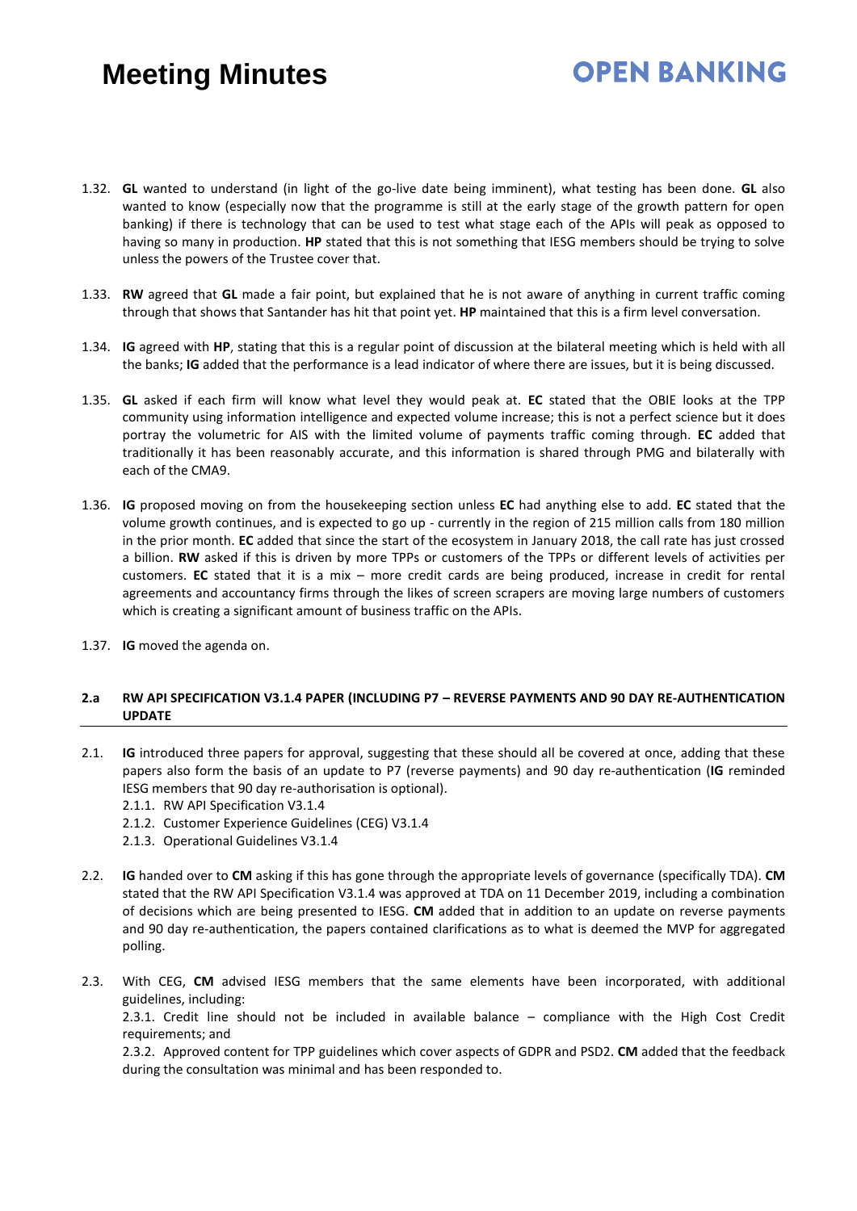1.32. **GL** wanted to understand (in light of the go-live date being imminent), what testing has been done. **GL** also wanted to know (especially now that the programme is still at the early stage of the growth pattern for open banking) if there is technology that can be used to test what stage each of the APIs will peak as opposed to having so many in production. **HP** stated that this is not something that IESG members should be trying to solve unless the powers of the Trustee cover that.

1.33. **RW** agreed that **GL** made a fair point, but explained that he is not aware of anything in current traffic coming through that shows that Santander has hit that point yet. **HP** maintained that this is a firm level conversation.

1.34. **IG** agreed with **HP**, stating that this is a regular point of discussion at the bilateral meeting which is held with all the banks; **IG** added that the performance is a lead indicator of where there are issues, but it is being discussed.

1.35. **GL** asked if each firm will know what level they would peak at. **EC** stated that the OBIE looks at the TPP community using information intelligence and expected volume increase; this is not a perfect science but it does portray the volumetric for AIS with the limited volume of payments traffic coming through. **EC** added that traditionally it has been reasonably accurate, and this information is shared through PMG and bilaterally with each of the CMA9.

1.36. **IG** proposed moving on from the housekeeping section unless **EC** had anything else to add. **EC** stated that the volume growth continues, and is expected to go up - currently in the region of 215 million calls from 180 million in the prior month. **EC** added that since the start of the ecosystem in January 2018, the call rate has just crossed a billion. **RW** asked if this is driven by more TPPs or customers of the TPPs or different levels of activities per customers. **EC** stated that it is a mix – more credit cards are being produced, increase in credit for rental agreements and accountancy firms through the likes of screen scrapers are moving large numbers of customers which is creating a significant amount of business traffic on the APIs.

1.37. **IG** moved the agenda on.

## 2.a RW API SPECIFICATION V3.1.4 PAPER (INCLUDING P7 – REVERSE PAYMENTS AND 90 DAY RE-AUTHENTICATION UPDATE

2.1. **IG** introduced three papers for approval, suggesting that these should all be covered at once, adding that these papers also form the basis of an update to P7 (reverse payments) and 90 day re-authentication (**IG** reminded IESG members that 90 day re-authorisation is optional).

- 2.1.1. RW API Specification V3.1.4
- 2.1.2. Customer Experience Guidelines (CEG) V3.1.4
- 2.1.3. Operational Guidelines V3.1.4

2.2. **IG** handed over to **CM** asking if this has gone through the appropriate levels of governance (specifically TDA). **CM** stated that the RW API Specification V3.1.4 was approved at TDA on 11 December 2019, including a combination of decisions which are being presented to IESG. **CM** added that in addition to an update on reverse payments and 90 day re-authentication, the papers contained clarifications as to what is deemed the MVP for aggregated polling.

2.3. With CEG, **CM** advised IESG members that the same elements have been incorporated, with additional guidelines, including:

2.3.1. Credit line should not be included in available balance – compliance with the High Cost Credit requirements; and

2.3.2. Approved content for TPP guidelines which cover aspects of GDPR and PSD2. **CM** added that the feedback during the consultation was minimal and has been responded to.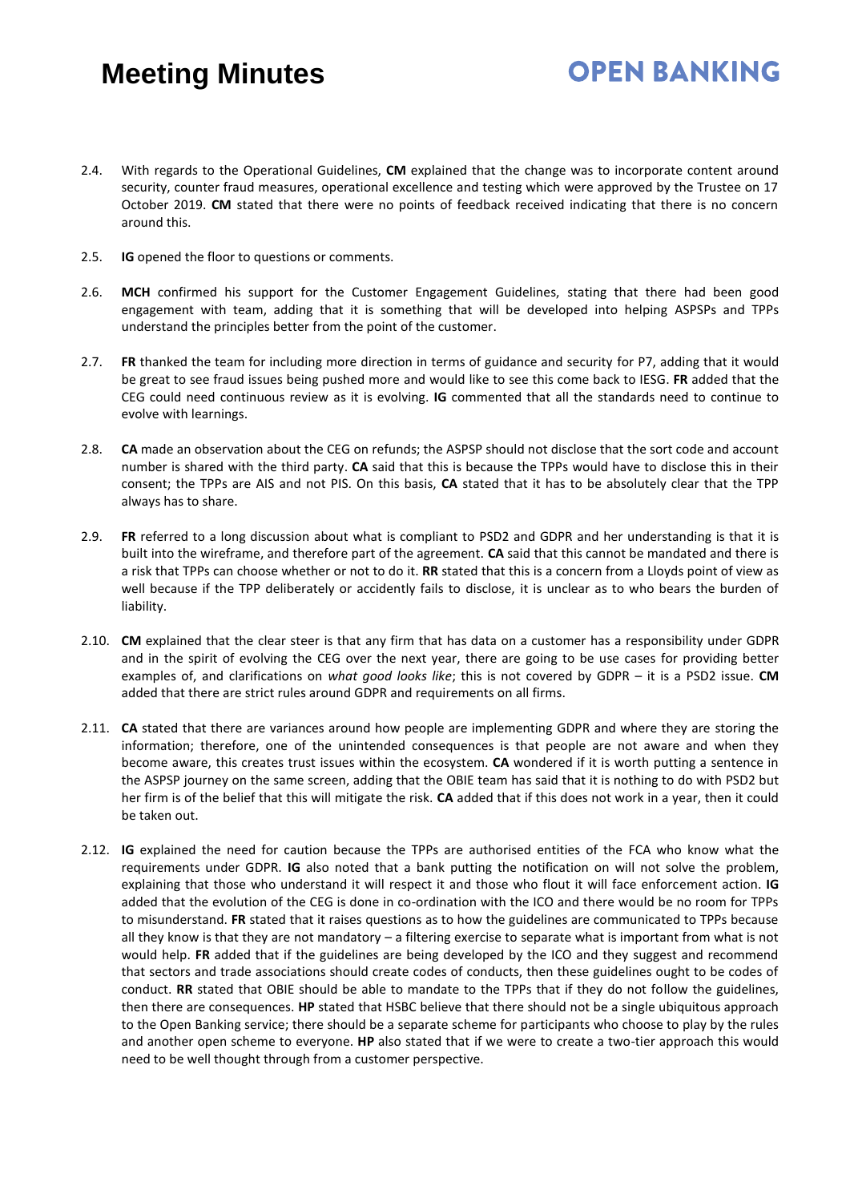2.4. With regards to the Operational Guidelines, **CM** explained that the change was to incorporate content around security, counter fraud measures, operational excellence and testing which were approved by the Trustee on 17 October 2019. **CM** stated that there were no points of feedback received indicating that there is no concern around this.

2.5. **IG** opened the floor to questions or comments.

2.6. **MCH** confirmed his support for the Customer Engagement Guidelines, stating that there had been good engagement with team, adding that it is something that will be developed into helping ASPSPs and TPPs understand the principles better from the point of the customer.

2.7. **FR** thanked the team for including more direction in terms of guidance and security for P7, adding that it would be great to see fraud issues being pushed more and would like to see this come back to IESG. **FR** added that the CEG could need continuous review as it is evolving. **IG** commented that all the standards need to continue to evolve with learnings.

2.8. **CA** made an observation about the CEG on refunds; the ASPSP should not disclose that the sort code and account number is shared with the third party. **CA** said that this is because the TPPs would have to disclose this in their consent; the TPPs are AIS and not PIS. On this basis, **CA** stated that it has to be absolutely clear that the TPP always has to share.

2.9. **FR** referred to a long discussion about what is compliant to PSD2 and GDPR and her understanding is that it is built into the wireframe, and therefore part of the agreement. **CA** said that this cannot be mandated and there is a risk that TPPs can choose whether or not to do it. **RR** stated that this is a concern from a Lloyds point of view as well because if the TPP deliberately or accidently fails to disclose, it is unclear as to who bears the burden of liability.

2.10. **CM** explained that the clear steer is that any firm that has data on a customer has a responsibility under GDPR and in the spirit of evolving the CEG over the next year, there are going to be use cases for providing better examples of, and clarifications on *what good looks like*; this is not covered by GDPR – it is a PSD2 issue. **CM** added that there are strict rules around GDPR and requirements on all firms.

2.11. **CA** stated that there are variances around how people are implementing GDPR and where they are storing the information; therefore, one of the unintended consequences is that people are not aware and when they become aware, this creates trust issues within the ecosystem. **CA** wondered if it is worth putting a sentence in the ASPSP journey on the same screen, adding that the OBIE team has said that it is nothing to do with PSD2 but her firm is of the belief that this will mitigate the risk. **CA** added that if this does not work in a year, then it could be taken out.

2.12. **IG** explained the need for caution because the TPPs are authorised entities of the FCA who know what the requirements under GDPR. **IG** also noted that a bank putting the notification on will not solve the problem, explaining that those who understand it will respect it and those who flout it will face enforcement action. **IG** added that the evolution of the CEG is done in co-ordination with the ICO and there would be no room for TPPs to misunderstand. **FR** stated that it raises questions as to how the guidelines are communicated to TPPs because all they know is that they are not mandatory – a filtering exercise to separate what is important from what is not would help. **FR** added that if the guidelines are being developed by the ICO and they suggest and recommend that sectors and trade associations should create codes of conducts, then these guidelines ought to be codes of conduct. **RR** stated that OBIE should be able to mandate to the TPPs that if they do not follow the guidelines, then there are consequences. **HP** stated that HSBC believe that there should not be a single ubiquitous approach to the Open Banking service; there should be a separate scheme for participants who choose to play by the rules and another open scheme to everyone. **HP** also stated that if we were to create a two-tier approach this would need to be well thought through from a customer perspective.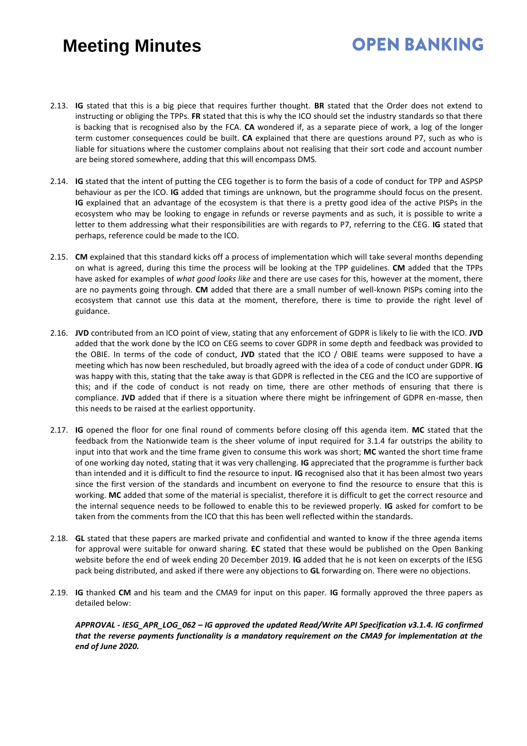2.13. **IG** stated that this is a big piece that requires further thought. **BR** stated that the Order does not extend to instructing or obliging the TPPs. **FR** stated that this is why the ICO should set the industry standards so that there is backing that is recognised also by the FCA. **CA** wondered if, as a separate piece of work, a log of the longer term customer consequences could be built. **CA** explained that there are questions around P7, such as who is liable for situations where the customer complains about not realising that their sort code and account number are being stored somewhere, adding that this will encompass DMS.

2.14. **IG** stated that the intent of putting the CEG together is to form the basis of a code of conduct for TPP and ASPSP behaviour as per the ICO. **IG** added that timings are unknown, but the programme should focus on the present. **IG** explained that an advantage of the ecosystem is that there is a pretty good idea of the active PISPs in the ecosystem who may be looking to engage in refunds or reverse payments and as such, it is possible to write a letter to them addressing what their responsibilities are with regards to P7, referring to the CEG. **IG** stated that perhaps, reference could be made to the ICO.

2.15. **CM** explained that this standard kicks off a process of implementation which will take several months depending on what is agreed, during this time the process will be looking at the TPP guidelines. **CM** added that the TPPs have asked for examples of *what good looks like* and there are use cases for this, however at the moment, there are no payments going through. **CM** added that there are a small number of well-known PISPs coming into the ecosystem that cannot use this data at the moment, therefore, there is time to provide the right level of guidance.

2.16. **JVD** contributed from an ICO point of view, stating that any enforcement of GDPR is likely to lie with the ICO. **JVD** added that the work done by the ICO on CEG seems to cover GDPR in some depth and feedback was provided to the OBIE. In terms of the code of conduct, **JVD** stated that the ICO / OBIE teams were supposed to have a meeting which has now been rescheduled, but broadly agreed with the idea of a code of conduct under GDPR. **IG** was happy with this, stating that the take away is that GDPR is reflected in the CEG and the ICO are supportive of this; and if the code of conduct is not ready on time, there are other methods of ensuring that there is compliance. **JVD** added that if there is a situation where there might be infringement of GDPR en-masse, then this needs to be raised at the earliest opportunity.

2.17. **IG** opened the floor for one final round of comments before closing off this agenda item. **MC** stated that the feedback from the Nationwide team is the sheer volume of input required for 3.1.4 far outstrips the ability to input into that work and the time frame given to consume this work was short; **MC** wanted the short time frame of one working day noted, stating that it was very challenging. **IG** appreciated that the programme is further back than intended and it is difficult to find the resource to input. **IG** recognised also that it has been almost two years since the first version of the standards and incumbent on everyone to find the resource to ensure that this is working. **MC** added that some of the material is specialist, therefore it is difficult to get the correct resource and the internal sequence needs to be followed to enable this to be reviewed properly. **IG** asked for comfort to be taken from the comments from the ICO that this has been well reflected within the standards.

2.18. **GL** stated that these papers are marked private and confidential and wanted to know if the three agenda items for approval were suitable for onward sharing. **EC** stated that these would be published on the Open Banking website before the end of week ending 20 December 2019. **IG** added that he is not keen on excerpts of the IESG pack being distributed, and asked if there were any objections to **GL** forwarding on. There were no objections.

2.19. **IG** thanked **CM** and his team and the CMA9 for input on this paper. **IG** formally approved the three papers as detailed below:

***APPROVAL - IESG_APR_LOG_062 – IG approved the updated Read/Write API Specification v3.1.4. IG confirmed that the reverse payments functionality is a mandatory requirement on the CMA9 for implementation at the end of June 2020.***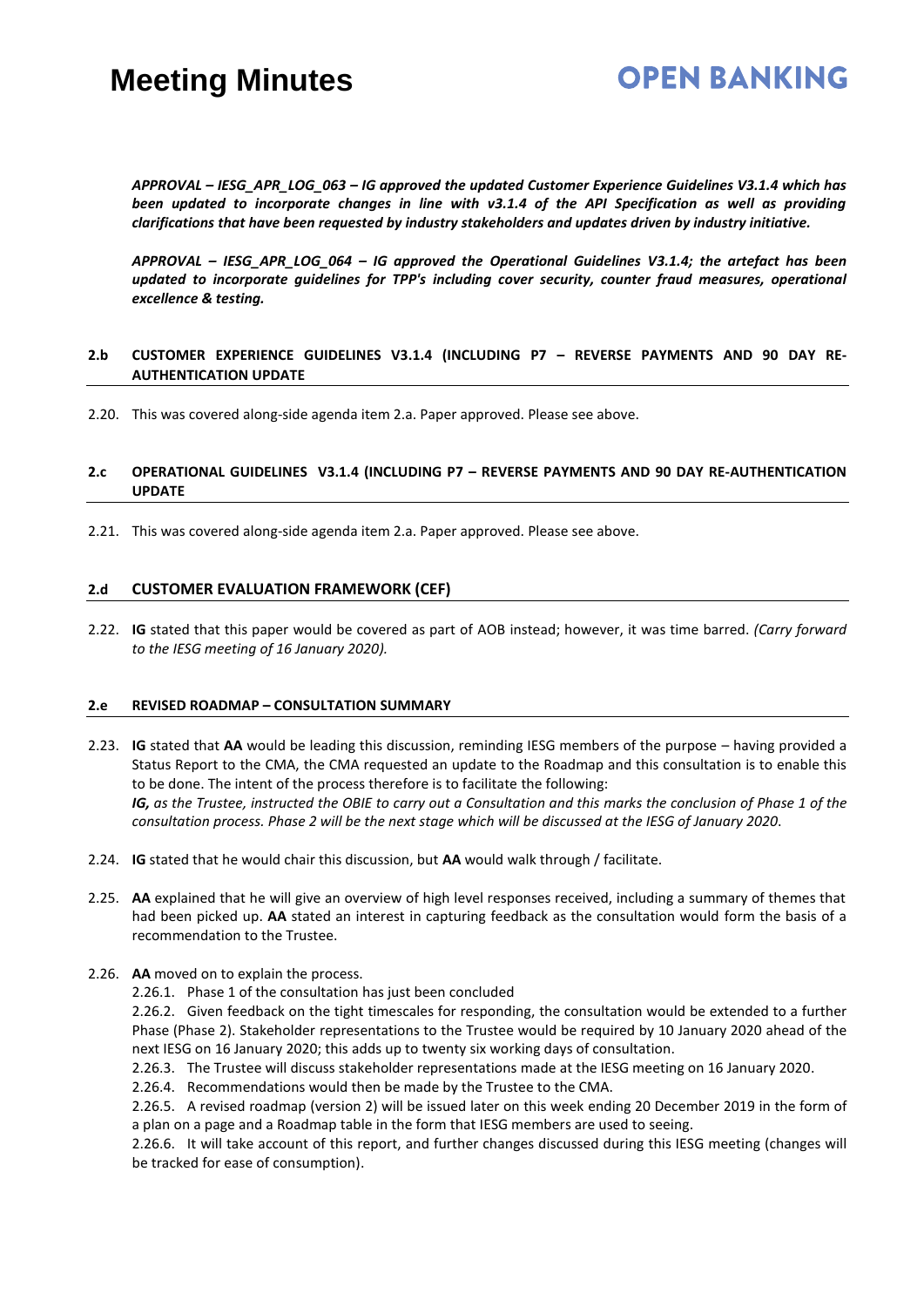*APPROVAL – IESG_APR_LOG_063 – IG approved the updated Customer Experience Guidelines V3.1.4 which has been updated to incorporate changes in line with v3.1.4 of the API Specification as well as providing clarifications that have been requested by industry stakeholders and updates driven by industry initiative.*

*APPROVAL – IESG_APR_LOG_064 – IG approved the Operational Guidelines V3.1.4; the artefact has been updated to incorporate guidelines for TPP's including cover security, counter fraud measures, operational excellence & testing.*

## 2.b CUSTOMER EXPERIENCE GUIDELINES V3.1.4 (INCLUDING P7 – REVERSE PAYMENTS AND 90 DAY RE-AUTHENTICATION UPDATE

2.20. This was covered along-side agenda item 2.a. Paper approved. Please see above.

## 2.c OPERATIONAL GUIDELINES V3.1.4 (INCLUDING P7 – REVERSE PAYMENTS AND 90 DAY RE-AUTHENTICATION UPDATE

2.21. This was covered along-side agenda item 2.a. Paper approved. Please see above.

## 2.d CUSTOMER EVALUATION FRAMEWORK (CEF)

2.22. **IG** stated that this paper would be covered as part of AOB instead; however, it was time barred. *(Carry forward to the IESG meeting of 16 January 2020).*

## 2.e REVISED ROADMAP – CONSULTATION SUMMARY

2.23. **IG** stated that **AA** would be leading this discussion, reminding IESG members of the purpose – having provided a Status Report to the CMA, the CMA requested an update to the Roadmap and this consultation is to enable this to be done. The intent of the process therefore is to facilitate the following:
***IG,*** *as the Trustee, instructed the OBIE to carry out a Consultation and this marks the conclusion of Phase 1 of the consultation process. Phase 2 will be the next stage which will be discussed at the IESG of January 2020.*

2.24. **IG** stated that he would chair this discussion, but **AA** would walk through / facilitate.

2.25. **AA** explained that he will give an overview of high level responses received, including a summary of themes that had been picked up. **AA** stated an interest in capturing feedback as the consultation would form the basis of a recommendation to the Trustee.

2.26. **AA** moved on to explain the process.

2.26.1. Phase 1 of the consultation has just been concluded

2.26.2. Given feedback on the tight timescales for responding, the consultation would be extended to a further Phase (Phase 2). Stakeholder representations to the Trustee would be required by 10 January 2020 ahead of the next IESG on 16 January 2020; this adds up to twenty six working days of consultation.

2.26.3. The Trustee will discuss stakeholder representations made at the IESG meeting on 16 January 2020.

2.26.4. Recommendations would then be made by the Trustee to the CMA.

2.26.5. A revised roadmap (version 2) will be issued later on this week ending 20 December 2019 in the form of a plan on a page and a Roadmap table in the form that IESG members are used to seeing.

2.26.6. It will take account of this report, and further changes discussed during this IESG meeting (changes will be tracked for ease of consumption).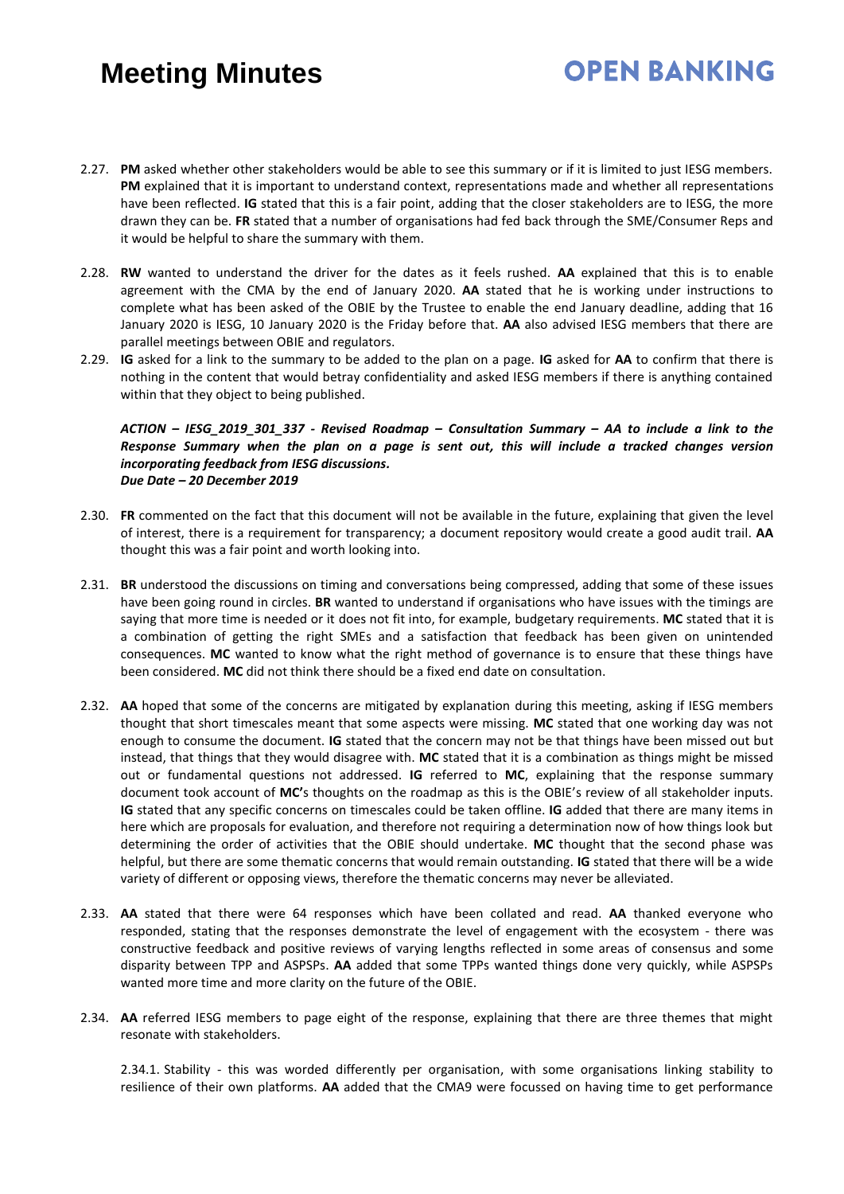2.27. **PM** asked whether other stakeholders would be able to see this summary or if it is limited to just IESG members. **PM** explained that it is important to understand context, representations made and whether all representations have been reflected. **IG** stated that this is a fair point, adding that the closer stakeholders are to IESG, the more drawn they can be. **FR** stated that a number of organisations had fed back through the SME/Consumer Reps and it would be helpful to share the summary with them.

2.28. **RW** wanted to understand the driver for the dates as it feels rushed. **AA** explained that this is to enable agreement with the CMA by the end of January 2020. **AA** stated that he is working under instructions to complete what has been asked of the OBIE by the Trustee to enable the end January deadline, adding that 16 January 2020 is IESG, 10 January 2020 is the Friday before that. **AA** also advised IESG members that there are parallel meetings between OBIE and regulators.

2.29. **IG** asked for a link to the summary to be added to the plan on a page. **IG** asked for **AA** to confirm that there is nothing in the content that would betray confidentiality and asked IESG members if there is anything contained within that they object to being published.

***ACTION – IESG_2019_301_337 - Revised Roadmap – Consultation Summary – AA to include a link to the Response Summary when the plan on a page is sent out, this will include a tracked changes version incorporating feedback from IESG discussions.***
***Due Date – 20 December 2019***

2.30. **FR** commented on the fact that this document will not be available in the future, explaining that given the level of interest, there is a requirement for transparency; a document repository would create a good audit trail. **AA** thought this was a fair point and worth looking into.

2.31. **BR** understood the discussions on timing and conversations being compressed, adding that some of these issues have been going round in circles. **BR** wanted to understand if organisations who have issues with the timings are saying that more time is needed or it does not fit into, for example, budgetary requirements. **MC** stated that it is a combination of getting the right SMEs and a satisfaction that feedback has been given on unintended consequences. **MC** wanted to know what the right method of governance is to ensure that these things have been considered. **MC** did not think there should be a fixed end date on consultation.

2.32. **AA** hoped that some of the concerns are mitigated by explanation during this meeting, asking if IESG members thought that short timescales meant that some aspects were missing. **MC** stated that one working day was not enough to consume the document. **IG** stated that the concern may not be that things have been missed out but instead, that things that they would disagree with. **MC** stated that it is a combination as things might be missed out or fundamental questions not addressed. **IG** referred to **MC**, explaining that the response summary document took account of **MC'**s thoughts on the roadmap as this is the OBIE's review of all stakeholder inputs. **IG** stated that any specific concerns on timescales could be taken offline. **IG** added that there are many items in here which are proposals for evaluation, and therefore not requiring a determination now of how things look but determining the order of activities that the OBIE should undertake. **MC** thought that the second phase was helpful, but there are some thematic concerns that would remain outstanding. **IG** stated that there will be a wide variety of different or opposing views, therefore the thematic concerns may never be alleviated.

2.33. **AA** stated that there were 64 responses which have been collated and read. **AA** thanked everyone who responded, stating that the responses demonstrate the level of engagement with the ecosystem - there was constructive feedback and positive reviews of varying lengths reflected in some areas of consensus and some disparity between TPP and ASPSPs. **AA** added that some TPPs wanted things done very quickly, while ASPSPs wanted more time and more clarity on the future of the OBIE.

2.34. **AA** referred IESG members to page eight of the response, explaining that there are three themes that might resonate with stakeholders.

2.34.1. Stability - this was worded differently per organisation, with some organisations linking stability to resilience of their own platforms. **AA** added that the CMA9 were focussed on having time to get performance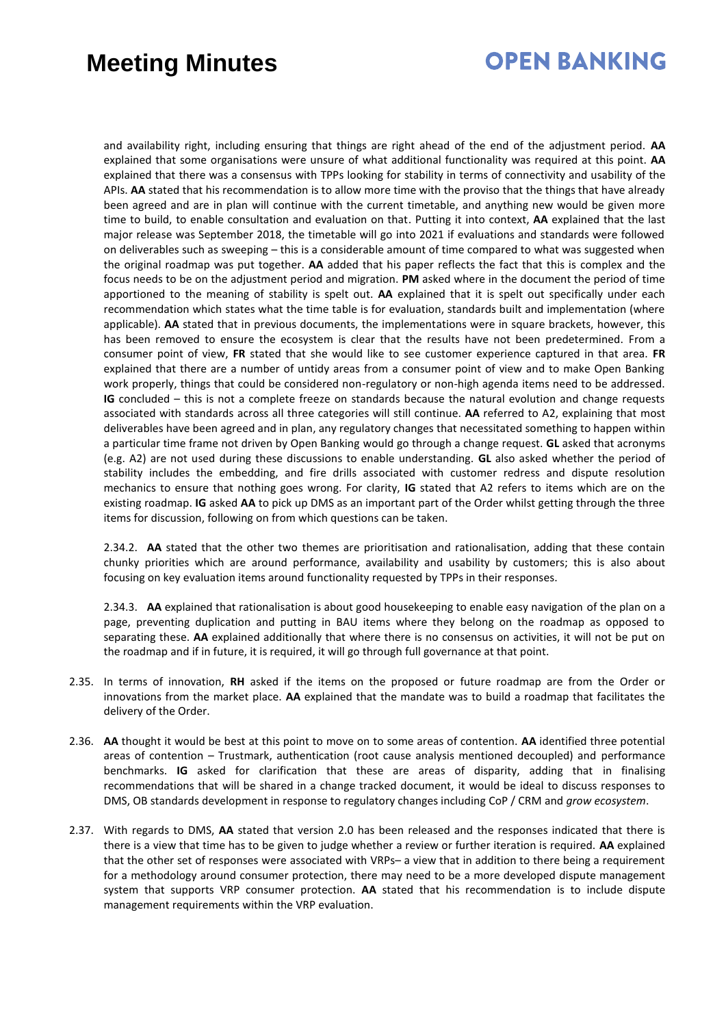and availability right, including ensuring that things are right ahead of the end of the adjustment period. **AA** explained that some organisations were unsure of what additional functionality was required at this point. **AA** explained that there was a consensus with TPPs looking for stability in terms of connectivity and usability of the APIs. **AA** stated that his recommendation is to allow more time with the proviso that the things that have already been agreed and are in plan will continue with the current timetable, and anything new would be given more time to build, to enable consultation and evaluation on that. Putting it into context, **AA** explained that the last major release was September 2018, the timetable will go into 2021 if evaluations and standards were followed on deliverables such as sweeping – this is a considerable amount of time compared to what was suggested when the original roadmap was put together. **AA** added that his paper reflects the fact that this is complex and the focus needs to be on the adjustment period and migration. **PM** asked where in the document the period of time apportioned to the meaning of stability is spelt out. **AA** explained that it is spelt out specifically under each recommendation which states what the time table is for evaluation, standards built and implementation (where applicable). **AA** stated that in previous documents, the implementations were in square brackets, however, this has been removed to ensure the ecosystem is clear that the results have not been predetermined. From a consumer point of view, **FR** stated that she would like to see customer experience captured in that area. **FR** explained that there are a number of untidy areas from a consumer point of view and to make Open Banking work properly, things that could be considered non-regulatory or non-high agenda items need to be addressed. **IG** concluded – this is not a complete freeze on standards because the natural evolution and change requests associated with standards across all three categories will still continue. **AA** referred to A2, explaining that most deliverables have been agreed and in plan, any regulatory changes that necessitated something to happen within a particular time frame not driven by Open Banking would go through a change request. **GL** asked that acronyms (e.g. A2) are not used during these discussions to enable understanding. **GL** also asked whether the period of stability includes the embedding, and fire drills associated with customer redress and dispute resolution mechanics to ensure that nothing goes wrong. For clarity, **IG** stated that A2 refers to items which are on the existing roadmap. **IG** asked **AA** to pick up DMS as an important part of the Order whilst getting through the three items for discussion, following on from which questions can be taken.

2.34.2. **AA** stated that the other two themes are prioritisation and rationalisation, adding that these contain chunky priorities which are around performance, availability and usability by customers; this is also about focusing on key evaluation items around functionality requested by TPPs in their responses.

2.34.3. **AA** explained that rationalisation is about good housekeeping to enable easy navigation of the plan on a page, preventing duplication and putting in BAU items where they belong on the roadmap as opposed to separating these. **AA** explained additionally that where there is no consensus on activities, it will not be put on the roadmap and if in future, it is required, it will go through full governance at that point.

2.35. In terms of innovation, **RH** asked if the items on the proposed or future roadmap are from the Order or innovations from the market place. **AA** explained that the mandate was to build a roadmap that facilitates the delivery of the Order.

2.36. **AA** thought it would be best at this point to move on to some areas of contention. **AA** identified three potential areas of contention – Trustmark, authentication (root cause analysis mentioned decoupled) and performance benchmarks. **IG** asked for clarification that these are areas of disparity, adding that in finalising recommendations that will be shared in a change tracked document, it would be ideal to discuss responses to DMS, OB standards development in response to regulatory changes including CoP / CRM and *grow ecosystem*.

2.37. With regards to DMS, **AA** stated that version 2.0 has been released and the responses indicated that there is there is a view that time has to be given to judge whether a review or further iteration is required. **AA** explained that the other set of responses were associated with VRPs– a view that in addition to there being a requirement for a methodology around consumer protection, there may need to be a more developed dispute management system that supports VRP consumer protection. **AA** stated that his recommendation is to include dispute management requirements within the VRP evaluation.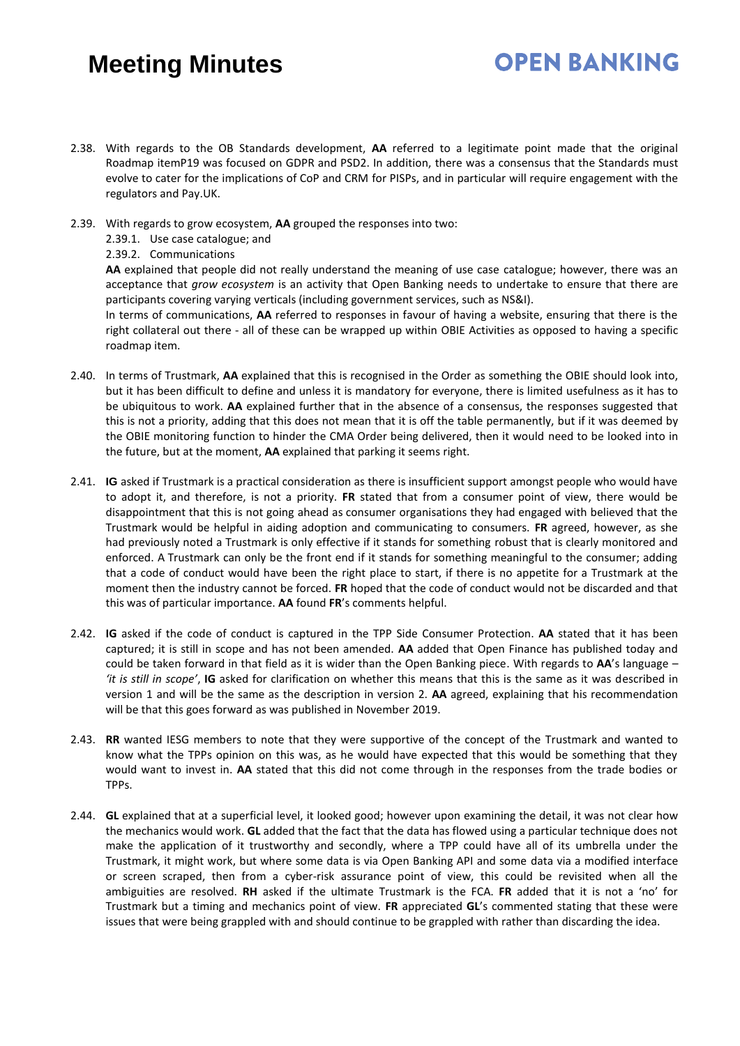2.38. With regards to the OB Standards development, **AA** referred to a legitimate point made that the original Roadmap itemP19 was focused on GDPR and PSD2. In addition, there was a consensus that the Standards must evolve to cater for the implications of CoP and CRM for PISPs, and in particular will require engagement with the regulators and Pay.UK.

2.39. With regards to grow ecosystem, **AA** grouped the responses into two:

2.39.1. Use case catalogue; and

2.39.2. Communications

**AA** explained that people did not really understand the meaning of use case catalogue; however, there was an acceptance that *grow ecosystem* is an activity that Open Banking needs to undertake to ensure that there are participants covering varying verticals (including government services, such as NS&I).

In terms of communications, **AA** referred to responses in favour of having a website, ensuring that there is the right collateral out there - all of these can be wrapped up within OBIE Activities as opposed to having a specific roadmap item.

2.40. In terms of Trustmark, **AA** explained that this is recognised in the Order as something the OBIE should look into, but it has been difficult to define and unless it is mandatory for everyone, there is limited usefulness as it has to be ubiquitous to work. **AA** explained further that in the absence of a consensus, the responses suggested that this is not a priority, adding that this does not mean that it is off the table permanently, but if it was deemed by the OBIE monitoring function to hinder the CMA Order being delivered, then it would need to be looked into in the future, but at the moment, **AA** explained that parking it seems right.

2.41. **IG** asked if Trustmark is a practical consideration as there is insufficient support amongst people who would have to adopt it, and therefore, is not a priority. **FR** stated that from a consumer point of view, there would be disappointment that this is not going ahead as consumer organisations they had engaged with believed that the Trustmark would be helpful in aiding adoption and communicating to consumers. **FR** agreed, however, as she had previously noted a Trustmark is only effective if it stands for something robust that is clearly monitored and enforced. A Trustmark can only be the front end if it stands for something meaningful to the consumer; adding that a code of conduct would have been the right place to start, if there is no appetite for a Trustmark at the moment then the industry cannot be forced. **FR** hoped that the code of conduct would not be discarded and that this was of particular importance. **AA** found **FR**'s comments helpful.

2.42. **IG** asked if the code of conduct is captured in the TPP Side Consumer Protection. **AA** stated that it has been captured; it is still in scope and has not been amended. **AA** added that Open Finance has published today and could be taken forward in that field as it is wider than the Open Banking piece. With regards to **AA**'s language – *'it is still in scope'*, **IG** asked for clarification on whether this means that this is the same as it was described in version 1 and will be the same as the description in version 2. **AA** agreed, explaining that his recommendation will be that this goes forward as was published in November 2019.

2.43. **RR** wanted IESG members to note that they were supportive of the concept of the Trustmark and wanted to know what the TPPs opinion on this was, as he would have expected that this would be something that they would want to invest in. **AA** stated that this did not come through in the responses from the trade bodies or TPPs.

2.44. **GL** explained that at a superficial level, it looked good; however upon examining the detail, it was not clear how the mechanics would work. **GL** added that the fact that the data has flowed using a particular technique does not make the application of it trustworthy and secondly, where a TPP could have all of its umbrella under the Trustmark, it might work, but where some data is via Open Banking API and some data via a modified interface or screen scraped, then from a cyber-risk assurance point of view, this could be revisited when all the ambiguities are resolved. **RH** asked if the ultimate Trustmark is the FCA. **FR** added that it is not a 'no' for Trustmark but a timing and mechanics point of view. **FR** appreciated **GL**'s commented stating that these were issues that were being grappled with and should continue to be grappled with rather than discarding the idea.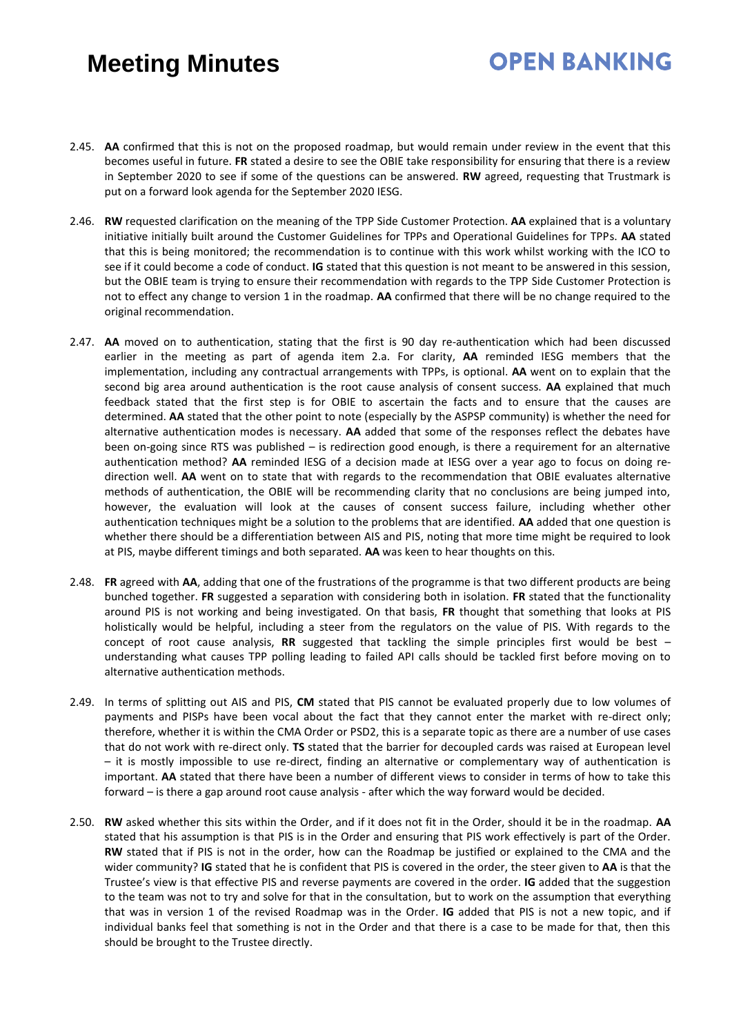2.45. **AA** confirmed that this is not on the proposed roadmap, but would remain under review in the event that this becomes useful in future. **FR** stated a desire to see the OBIE take responsibility for ensuring that there is a review in September 2020 to see if some of the questions can be answered. **RW** agreed, requesting that Trustmark is put on a forward look agenda for the September 2020 IESG.

2.46. **RW** requested clarification on the meaning of the TPP Side Customer Protection. **AA** explained that is a voluntary initiative initially built around the Customer Guidelines for TPPs and Operational Guidelines for TPPs. **AA** stated that this is being monitored; the recommendation is to continue with this work whilst working with the ICO to see if it could become a code of conduct. **IG** stated that this question is not meant to be answered in this session, but the OBIE team is trying to ensure their recommendation with regards to the TPP Side Customer Protection is not to effect any change to version 1 in the roadmap. **AA** confirmed that there will be no change required to the original recommendation.

2.47. **AA** moved on to authentication, stating that the first is 90 day re-authentication which had been discussed earlier in the meeting as part of agenda item 2.a. For clarity, **AA** reminded IESG members that the implementation, including any contractual arrangements with TPPs, is optional. **AA** went on to explain that the second big area around authentication is the root cause analysis of consent success. **AA** explained that much feedback stated that the first step is for OBIE to ascertain the facts and to ensure that the causes are determined. **AA** stated that the other point to note (especially by the ASPSP community) is whether the need for alternative authentication modes is necessary. **AA** added that some of the responses reflect the debates have been on-going since RTS was published – is redirection good enough, is there a requirement for an alternative authentication method? **AA** reminded IESG of a decision made at IESG over a year ago to focus on doing re-direction well. **AA** went on to state that with regards to the recommendation that OBIE evaluates alternative methods of authentication, the OBIE will be recommending clarity that no conclusions are being jumped into, however, the evaluation will look at the causes of consent success failure, including whether other authentication techniques might be a solution to the problems that are identified. **AA** added that one question is whether there should be a differentiation between AIS and PIS, noting that more time might be required to look at PIS, maybe different timings and both separated. **AA** was keen to hear thoughts on this.

2.48. **FR** agreed with **AA**, adding that one of the frustrations of the programme is that two different products are being bunched together. **FR** suggested a separation with considering both in isolation. **FR** stated that the functionality around PIS is not working and being investigated. On that basis, **FR** thought that something that looks at PIS holistically would be helpful, including a steer from the regulators on the value of PIS. With regards to the concept of root cause analysis, **RR** suggested that tackling the simple principles first would be best – understanding what causes TPP polling leading to failed API calls should be tackled first before moving on to alternative authentication methods.

2.49. In terms of splitting out AIS and PIS, **CM** stated that PIS cannot be evaluated properly due to low volumes of payments and PISPs have been vocal about the fact that they cannot enter the market with re-direct only; therefore, whether it is within the CMA Order or PSD2, this is a separate topic as there are a number of use cases that do not work with re-direct only. **TS** stated that the barrier for decoupled cards was raised at European level – it is mostly impossible to use re-direct, finding an alternative or complementary way of authentication is important. **AA** stated that there have been a number of different views to consider in terms of how to take this forward – is there a gap around root cause analysis - after which the way forward would be decided.

2.50. **RW** asked whether this sits within the Order, and if it does not fit in the Order, should it be in the roadmap. **AA** stated that his assumption is that PIS is in the Order and ensuring that PIS work effectively is part of the Order. **RW** stated that if PIS is not in the order, how can the Roadmap be justified or explained to the CMA and the wider community? **IG** stated that he is confident that PIS is covered in the order, the steer given to **AA** is that the Trustee's view is that effective PIS and reverse payments are covered in the order. **IG** added that the suggestion to the team was not to try and solve for that in the consultation, but to work on the assumption that everything that was in version 1 of the revised Roadmap was in the Order. **IG** added that PIS is not a new topic, and if individual banks feel that something is not in the Order and that there is a case to be made for that, then this should be brought to the Trustee directly.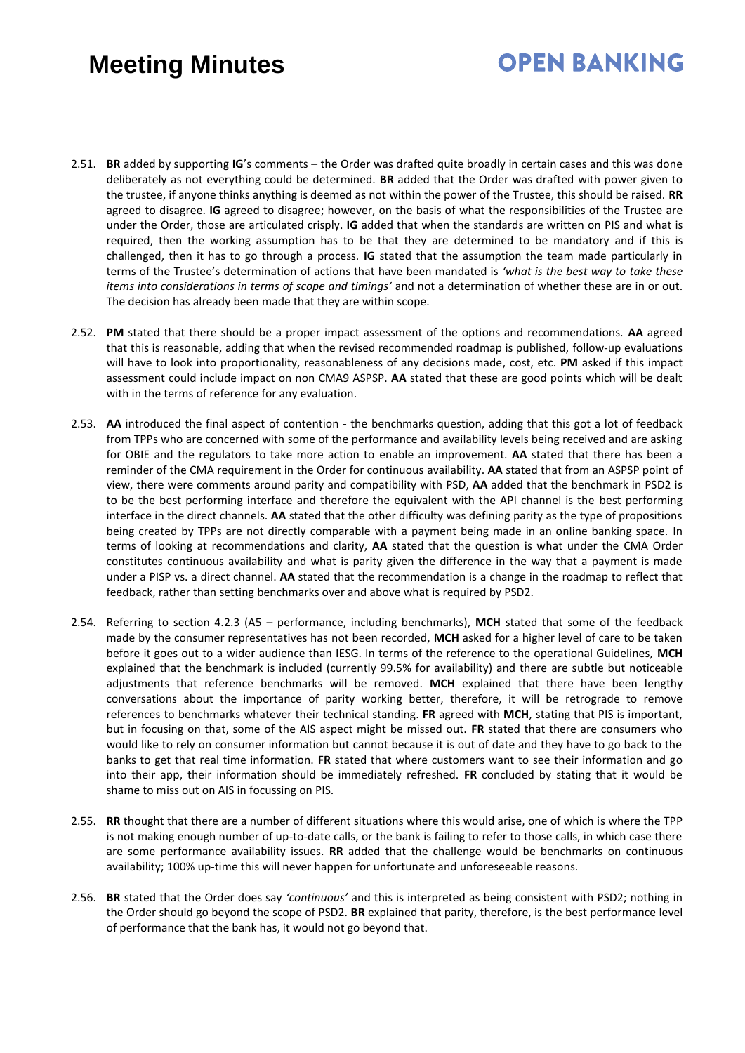2.51. **BR** added by supporting **IG**'s comments – the Order was drafted quite broadly in certain cases and this was done deliberately as not everything could be determined. **BR** added that the Order was drafted with power given to the trustee, if anyone thinks anything is deemed as not within the power of the Trustee, this should be raised. **RR** agreed to disagree. **IG** agreed to disagree; however, on the basis of what the responsibilities of the Trustee are under the Order, those are articulated crisply. **IG** added that when the standards are written on PIS and what is required, then the working assumption has to be that they are determined to be mandatory and if this is challenged, then it has to go through a process. **IG** stated that the assumption the team made particularly in terms of the Trustee's determination of actions that have been mandated is *'what is the best way to take these items into considerations in terms of scope and timings'* and not a determination of whether these are in or out. The decision has already been made that they are within scope.

2.52. **PM** stated that there should be a proper impact assessment of the options and recommendations. **AA** agreed that this is reasonable, adding that when the revised recommended roadmap is published, follow-up evaluations will have to look into proportionality, reasonableness of any decisions made, cost, etc. **PM** asked if this impact assessment could include impact on non CMA9 ASPSP. **AA** stated that these are good points which will be dealt with in the terms of reference for any evaluation.

2.53. **AA** introduced the final aspect of contention - the benchmarks question, adding that this got a lot of feedback from TPPs who are concerned with some of the performance and availability levels being received and are asking for OBIE and the regulators to take more action to enable an improvement. **AA** stated that there has been a reminder of the CMA requirement in the Order for continuous availability. **AA** stated that from an ASPSP point of view, there were comments around parity and compatibility with PSD, **AA** added that the benchmark in PSD2 is to be the best performing interface and therefore the equivalent with the API channel is the best performing interface in the direct channels. **AA** stated that the other difficulty was defining parity as the type of propositions being created by TPPs are not directly comparable with a payment being made in an online banking space. In terms of looking at recommendations and clarity, **AA** stated that the question is what under the CMA Order constitutes continuous availability and what is parity given the difference in the way that a payment is made under a PISP vs. a direct channel. **AA** stated that the recommendation is a change in the roadmap to reflect that feedback, rather than setting benchmarks over and above what is required by PSD2.

2.54. Referring to section 4.2.3 (A5 – performance, including benchmarks), **MCH** stated that some of the feedback made by the consumer representatives has not been recorded, **MCH** asked for a higher level of care to be taken before it goes out to a wider audience than IESG. In terms of the reference to the operational Guidelines, **MCH** explained that the benchmark is included (currently 99.5% for availability) and there are subtle but noticeable adjustments that reference benchmarks will be removed. **MCH** explained that there have been lengthy conversations about the importance of parity working better, therefore, it will be retrograde to remove references to benchmarks whatever their technical standing. **FR** agreed with **MCH**, stating that PIS is important, but in focusing on that, some of the AIS aspect might be missed out. **FR** stated that there are consumers who would like to rely on consumer information but cannot because it is out of date and they have to go back to the banks to get that real time information. **FR** stated that where customers want to see their information and go into their app, their information should be immediately refreshed. **FR** concluded by stating that it would be shame to miss out on AIS in focussing on PIS.

2.55. **RR** thought that there are a number of different situations where this would arise, one of which is where the TPP is not making enough number of up-to-date calls, or the bank is failing to refer to those calls, in which case there are some performance availability issues. **RR** added that the challenge would be benchmarks on continuous availability; 100% up-time this will never happen for unfortunate and unforeseeable reasons.

2.56. **BR** stated that the Order does say *'continuous'* and this is interpreted as being consistent with PSD2; nothing in the Order should go beyond the scope of PSD2. **BR** explained that parity, therefore, is the best performance level of performance that the bank has, it would not go beyond that.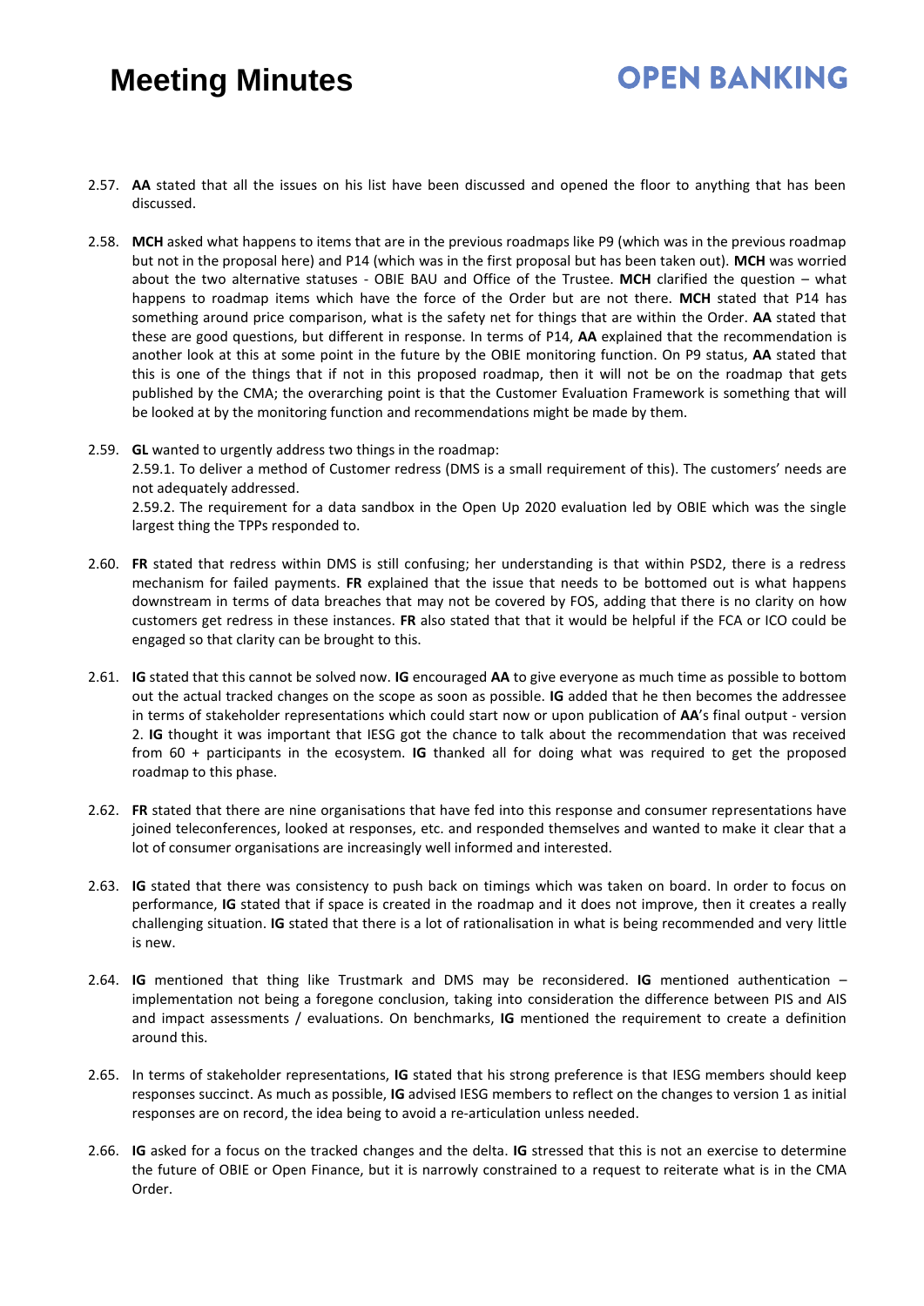2.57. **AA** stated that all the issues on his list have been discussed and opened the floor to anything that has been discussed.

2.58. **MCH** asked what happens to items that are in the previous roadmaps like P9 (which was in the previous roadmap but not in the proposal here) and P14 (which was in the first proposal but has been taken out). **MCH** was worried about the two alternative statuses - OBIE BAU and Office of the Trustee. **MCH** clarified the question – what happens to roadmap items which have the force of the Order but are not there. **MCH** stated that P14 has something around price comparison, what is the safety net for things that are within the Order. **AA** stated that these are good questions, but different in response. In terms of P14, **AA** explained that the recommendation is another look at this at some point in the future by the OBIE monitoring function. On P9 status, **AA** stated that this is one of the things that if not in this proposed roadmap, then it will not be on the roadmap that gets published by the CMA; the overarching point is that the Customer Evaluation Framework is something that will be looked at by the monitoring function and recommendations might be made by them.

2.59. **GL** wanted to urgently address two things in the roadmap:
2.59.1. To deliver a method of Customer redress (DMS is a small requirement of this). The customers' needs are not adequately addressed.
2.59.2. The requirement for a data sandbox in the Open Up 2020 evaluation led by OBIE which was the single largest thing the TPPs responded to.

2.60. **FR** stated that redress within DMS is still confusing; her understanding is that within PSD2, there is a redress mechanism for failed payments. **FR** explained that the issue that needs to be bottomed out is what happens downstream in terms of data breaches that may not be covered by FOS, adding that there is no clarity on how customers get redress in these instances. **FR** also stated that that it would be helpful if the FCA or ICO could be engaged so that clarity can be brought to this.

2.61. **IG** stated that this cannot be solved now. **IG** encouraged **AA** to give everyone as much time as possible to bottom out the actual tracked changes on the scope as soon as possible. **IG** added that he then becomes the addressee in terms of stakeholder representations which could start now or upon publication of **AA**'s final output - version 2. **IG** thought it was important that IESG got the chance to talk about the recommendation that was received from 60 + participants in the ecosystem. **IG** thanked all for doing what was required to get the proposed roadmap to this phase.

2.62. **FR** stated that there are nine organisations that have fed into this response and consumer representations have joined teleconferences, looked at responses, etc. and responded themselves and wanted to make it clear that a lot of consumer organisations are increasingly well informed and interested.

2.63. **IG** stated that there was consistency to push back on timings which was taken on board. In order to focus on performance, **IG** stated that if space is created in the roadmap and it does not improve, then it creates a really challenging situation. **IG** stated that there is a lot of rationalisation in what is being recommended and very little is new.

2.64. **IG** mentioned that thing like Trustmark and DMS may be reconsidered. **IG** mentioned authentication – implementation not being a foregone conclusion, taking into consideration the difference between PIS and AIS and impact assessments / evaluations. On benchmarks, **IG** mentioned the requirement to create a definition around this.

2.65. In terms of stakeholder representations, **IG** stated that his strong preference is that IESG members should keep responses succinct. As much as possible, **IG** advised IESG members to reflect on the changes to version 1 as initial responses are on record, the idea being to avoid a re-articulation unless needed.

2.66. **IG** asked for a focus on the tracked changes and the delta. **IG** stressed that this is not an exercise to determine the future of OBIE or Open Finance, but it is narrowly constrained to a request to reiterate what is in the CMA Order.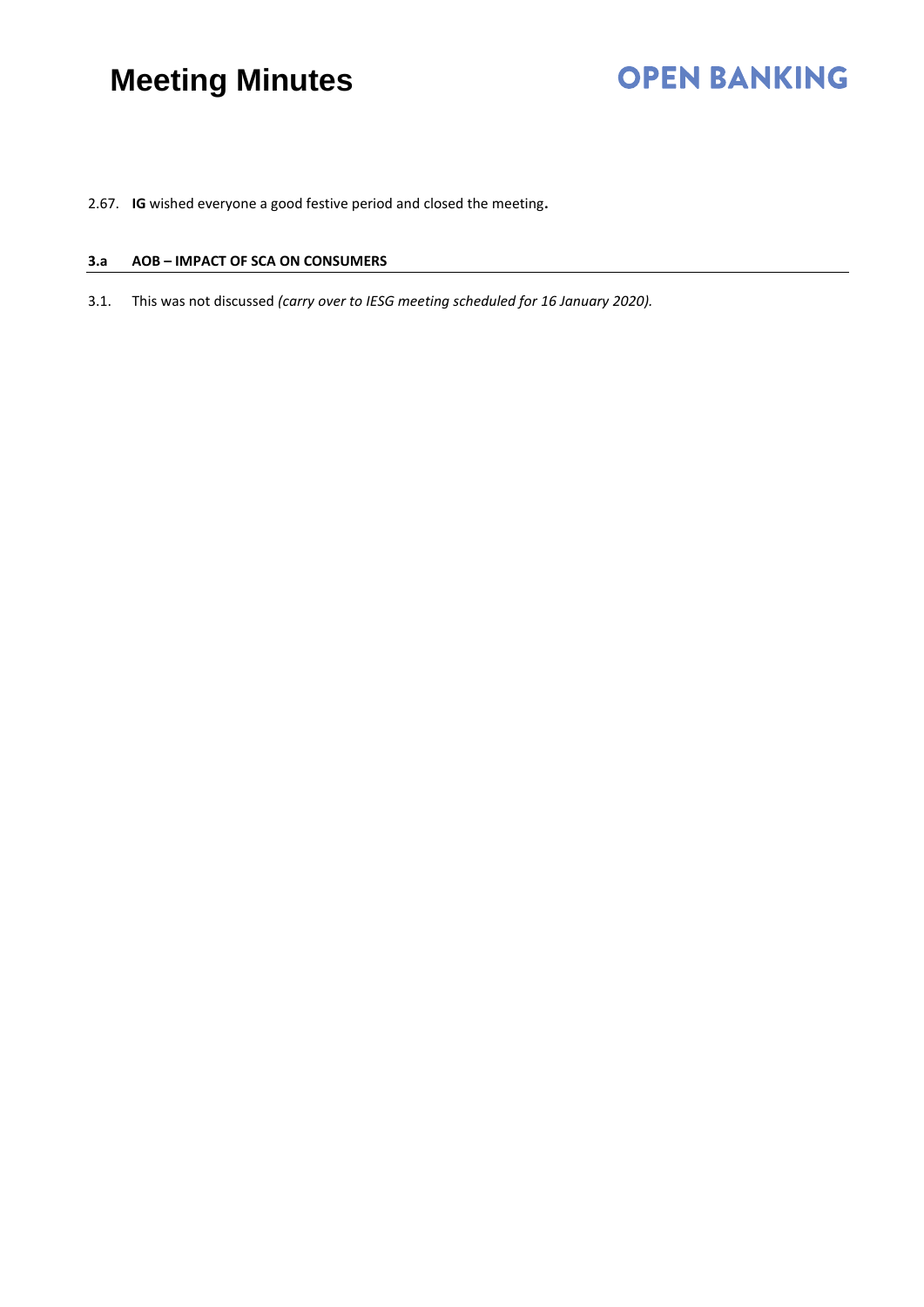2.67. **IG** wished everyone a good festive period and closed the meeting.

### 3.a AOB – IMPACT OF SCA ON CONSUMERS

3.1. This was not discussed *(carry over to IESG meeting scheduled for 16 January 2020).*